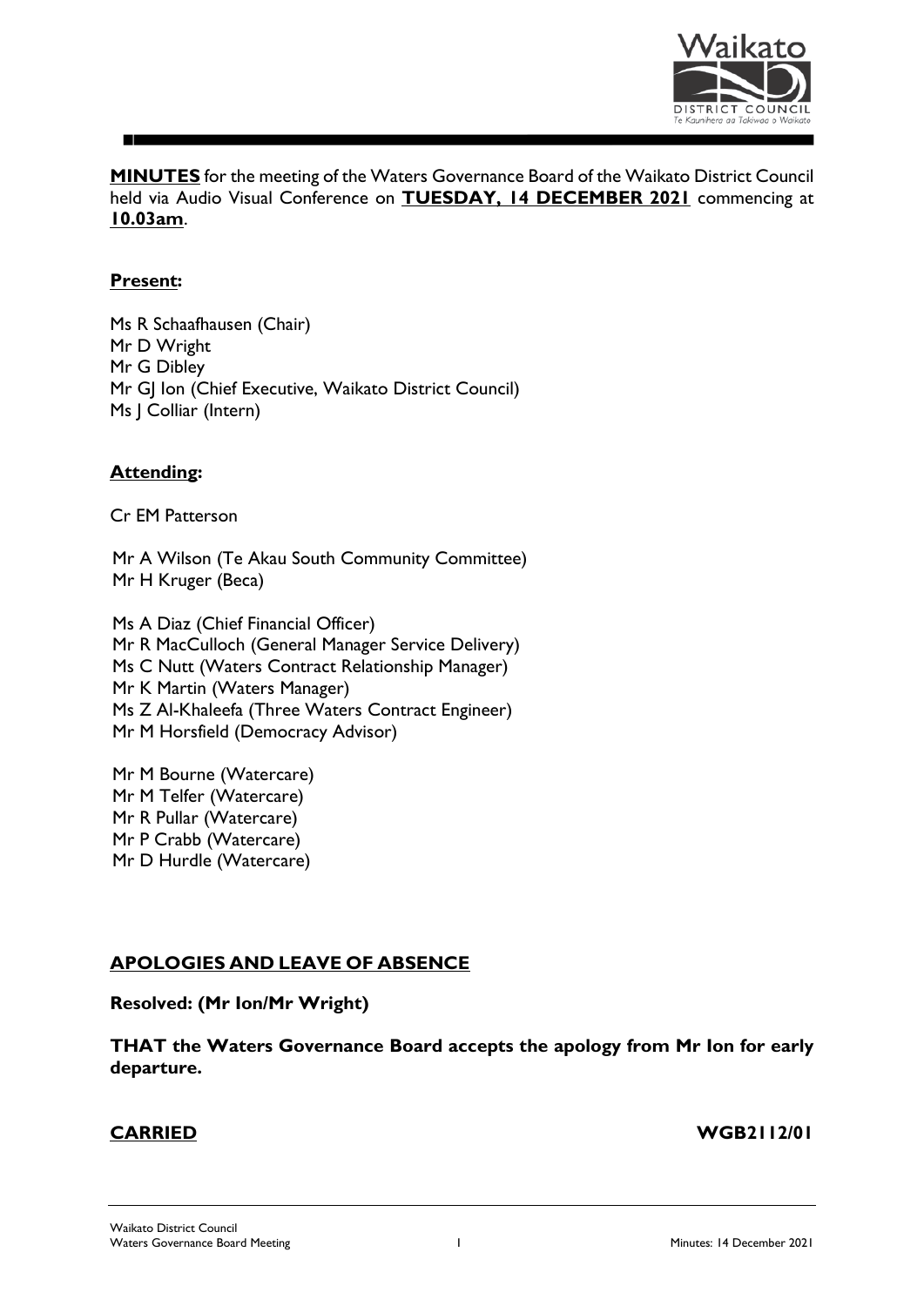**MINUTES** for the meeting of the Waters Governance Board of the Waikato District Council held via Audio Visual Conference on **TUESDAY, 14 DECEMBER 2021** commencing at **10.03am**.

**Present:**

Ms R Schaafhausen (Chair)
Mr D Wright
Mr G Dibley
Mr GJ Ion (Chief Executive, Waikato District Council)
Ms J Colliar (Intern)

**Attending:**

Cr EM Patterson

Mr A Wilson (Te Akau South Community Committee)
Mr H Kruger (Beca)

Ms A Diaz (Chief Financial Officer)
Mr R MacCulloch (General Manager Service Delivery)
Ms C Nutt (Waters Contract Relationship Manager)
Mr K Martin (Waters Manager)
Ms Z Al-Khaleefa (Three Waters Contract Engineer)
Mr M Horsfield (Democracy Advisor)

Mr M Bourne (Watercare)
Mr M Telfer (Watercare)
Mr R Pullar (Watercare)
Mr P Crabb (Watercare)
Mr D Hurdle (Watercare)

## APOLOGIES AND LEAVE OF ABSENCE

**Resolved: (Mr Ion/Mr Wright)**

**THAT the Waters Governance Board accepts the apology from Mr Ion for early departure.**

**CARRIED** **WGB2112/01**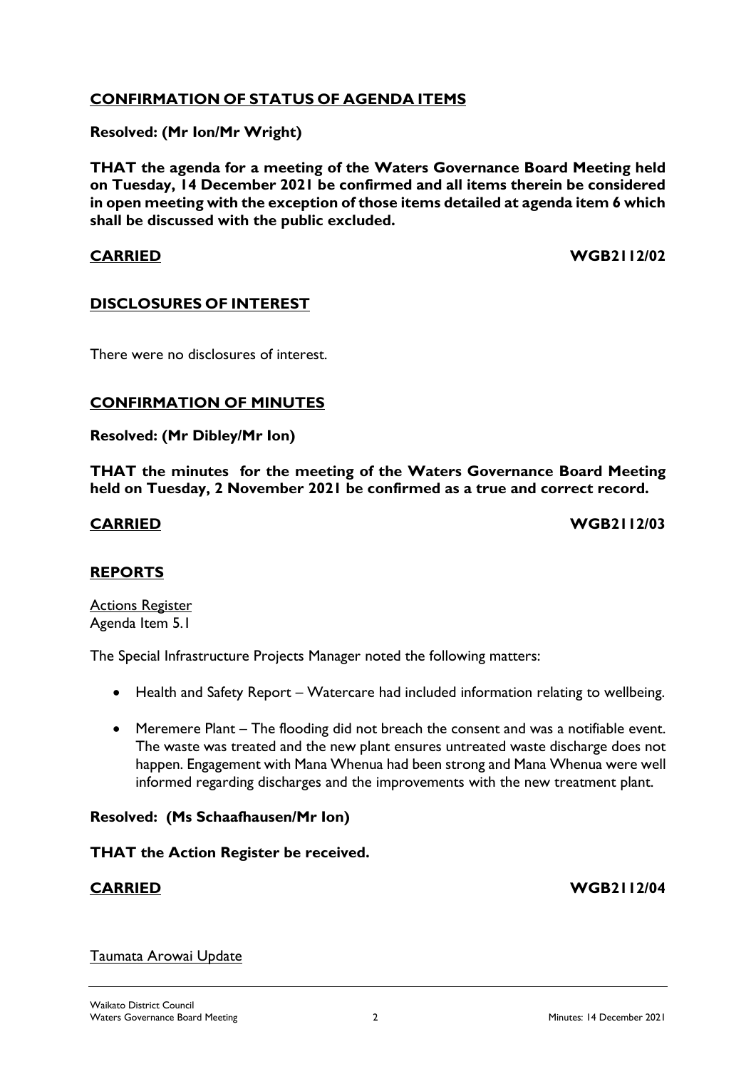## CONFIRMATION OF STATUS OF AGENDA ITEMS

**Resolved: (Mr Ion/Mr Wright)**

**THAT the agenda for a meeting of the Waters Governance Board Meeting held on Tuesday, 14 December 2021 be confirmed and all items therein be considered in open meeting with the exception of those items detailed at agenda item 6 which shall be discussed with the public excluded.**

**CARRIED** **WGB2112/02**

## DISCLOSURES OF INTEREST

There were no disclosures of interest.

## CONFIRMATION OF MINUTES

**Resolved: (Mr Dibley/Mr Ion)**

**THAT the minutes for the meeting of the Waters Governance Board Meeting held on Tuesday, 2 November 2021 be confirmed as a true and correct record.**

**CARRIED** **WGB2112/03**

## REPORTS

Actions Register
Agenda Item 5.1

The Special Infrastructure Projects Manager noted the following matters:

- Health and Safety Report – Watercare had included information relating to wellbeing.
- Meremere Plant – The flooding did not breach the consent and was a notifiable event. The waste was treated and the new plant ensures untreated waste discharge does not happen. Engagement with Mana Whenua had been strong and Mana Whenua were well informed regarding discharges and the improvements with the new treatment plant.

**Resolved: (Ms Schaafhausen/Mr Ion)**

**THAT the Action Register be received.**

**CARRIED** **WGB2112/04**

Taumata Arowai Update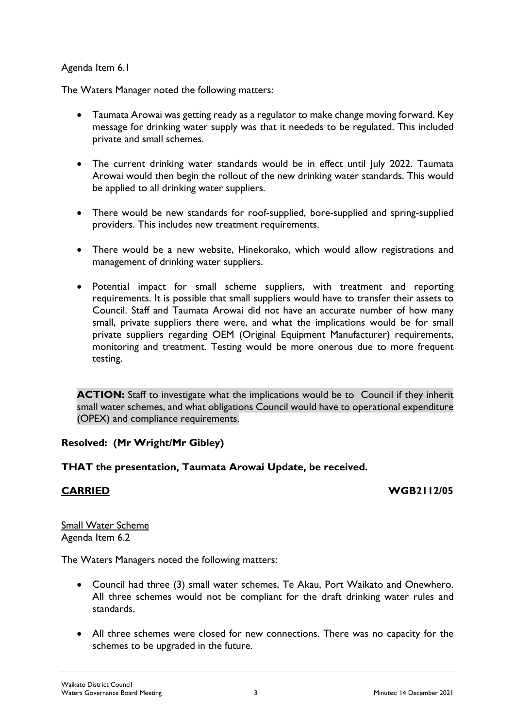Agenda Item 6.1

The Waters Manager noted the following matters:

- Taumata Arowai was getting ready as a regulator to make change moving forward. Key message for drinking water supply was that it neededs to be regulated. This included private and small schemes.
- The current drinking water standards would be in effect until July 2022. Taumata Arowai would then begin the rollout of the new drinking water standards. This would be applied to all drinking water suppliers.
- There would be new standards for roof-supplied, bore-supplied and spring-supplied providers. This includes new treatment requirements.
- There would be a new website, Hinekorako, which would allow registrations and management of drinking water suppliers.
- Potential impact for small scheme suppliers, with treatment and reporting requirements. It is possible that small suppliers would have to transfer their assets to Council. Staff and Taumata Arowai did not have an accurate number of how many small, private suppliers there were, and what the implications would be for small private suppliers regarding OEM (Original Equipment Manufacturer) requirements, monitoring and treatment. Testing would be more onerous due to more frequent testing.

**ACTION:** Staff to investigate what the implications would be to Council if they inherit small water schemes, and what obligations Council would have to operational expenditure (OPEX) and compliance requirements.

**Resolved: (Mr Wright/Mr Gibley)**

**THAT the presentation, Taumata Arowai Update, be received.**

**CARRIED** **WGB2112/05**

Small Water Scheme
Agenda Item 6.2

The Waters Managers noted the following matters:

- Council had three (3) small water schemes, Te Akau, Port Waikato and Onewhero. All three schemes would not be compliant for the draft drinking water rules and standards.
- All three schemes were closed for new connections. There was no capacity for the schemes to be upgraded in the future.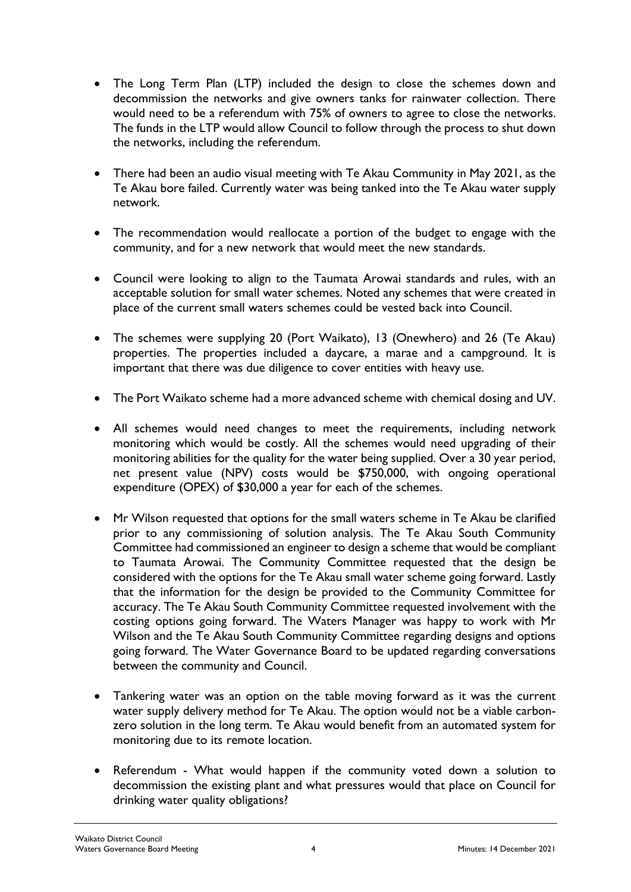- The Long Term Plan (LTP) included the design to close the schemes down and decommission the networks and give owners tanks for rainwater collection. There would need to be a referendum with 75% of owners to agree to close the networks. The funds in the LTP would allow Council to follow through the process to shut down the networks, including the referendum.

- There had been an audio visual meeting with Te Akau Community in May 2021, as the Te Akau bore failed. Currently water was being tanked into the Te Akau water supply network.

- The recommendation would reallocate a portion of the budget to engage with the community, and for a new network that would meet the new standards.

- Council were looking to align to the Taumata Arowai standards and rules, with an acceptable solution for small water schemes. Noted any schemes that were created in place of the current small waters schemes could be vested back into Council.

- The schemes were supplying 20 (Port Waikato), 13 (Onewhero) and 26 (Te Akau) properties. The properties included a daycare, a marae and a campground. It is important that there was due diligence to cover entities with heavy use.

- The Port Waikato scheme had a more advanced scheme with chemical dosing and UV.

- All schemes would need changes to meet the requirements, including network monitoring which would be costly. All the schemes would need upgrading of their monitoring abilities for the quality for the water being supplied. Over a 30 year period, net present value (NPV) costs would be $750,000, with ongoing operational expenditure (OPEX) of $30,000 a year for each of the schemes.

- Mr Wilson requested that options for the small waters scheme in Te Akau be clarified prior to any commissioning of solution analysis. The Te Akau South Community Committee had commissioned an engineer to design a scheme that would be compliant to Taumata Arowai. The Community Committee requested that the design be considered with the options for the Te Akau small water scheme going forward. Lastly that the information for the design be provided to the Community Committee for accuracy. The Te Akau South Community Committee requested involvement with the costing options going forward. The Waters Manager was happy to work with Mr Wilson and the Te Akau South Community Committee regarding designs and options going forward. The Water Governance Board to be updated regarding conversations between the community and Council.

- Tankering water was an option on the table moving forward as it was the current water supply delivery method for Te Akau. The option would not be a viable carbon-zero solution in the long term. Te Akau would benefit from an automated system for monitoring due to its remote location.

- Referendum - What would happen if the community voted down a solution to decommission the existing plant and what pressures would that place on Council for drinking water quality obligations?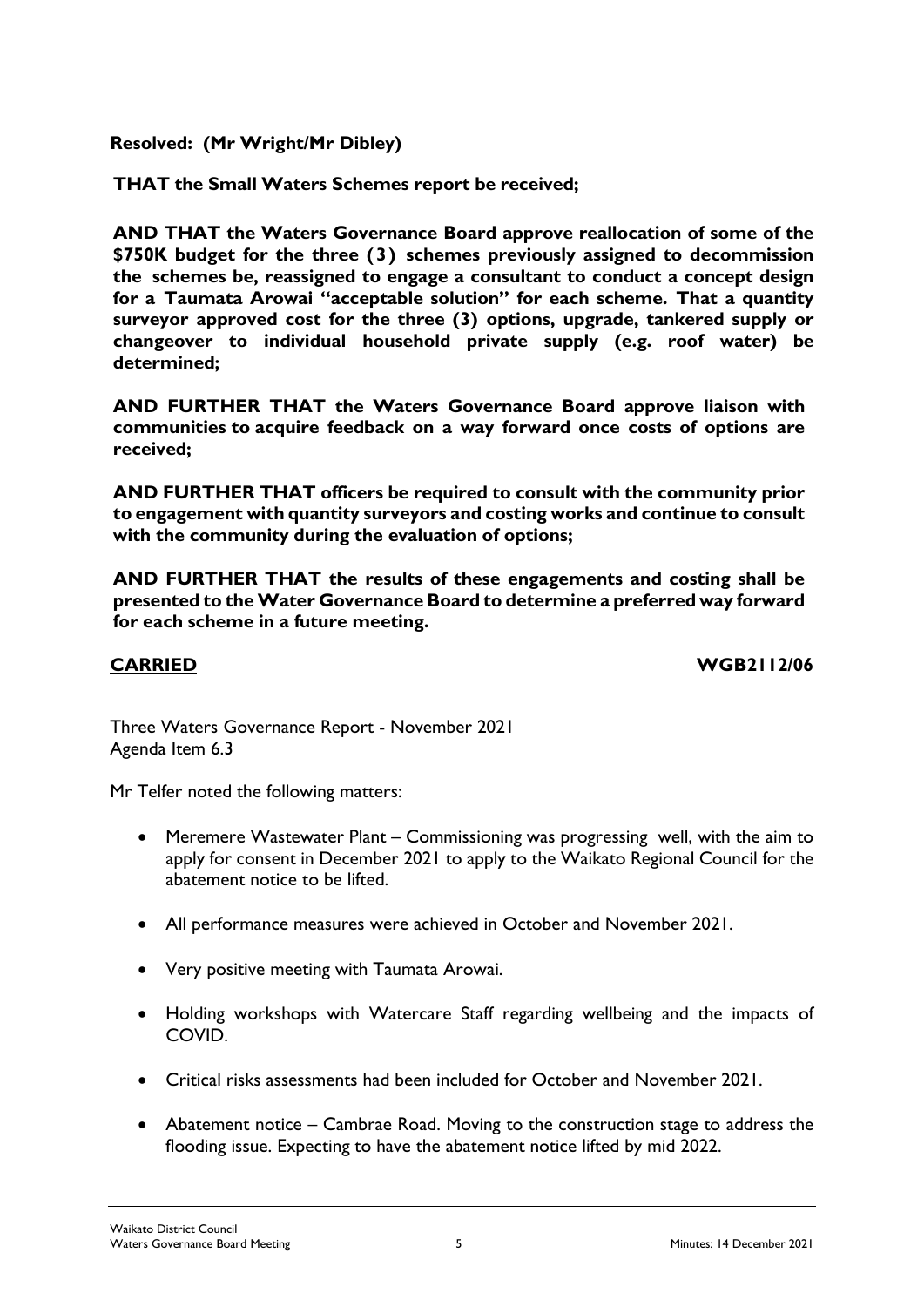**Resolved: (Mr Wright/Mr Dibley)**

**THAT the Small Waters Schemes report be received;**

**AND THAT the Waters Governance Board approve reallocation of some of the $750K budget for the three (3) schemes previously assigned to decommission the schemes be, reassigned to engage a consultant to conduct a concept design for a Taumata Arowai "acceptable solution" for each scheme. That a quantity surveyor approved cost for the three (3) options, upgrade, tankered supply or changeover to individual household private supply (e.g. roof water) be determined;**

**AND FURTHER THAT the Waters Governance Board approve liaison with communities to acquire feedback on a way forward once costs of options are received;**

**AND FURTHER THAT officers be required to consult with the community prior to engagement with quantity surveyors and costing works and continue to consult with the community during the evaluation of options;**

**AND FURTHER THAT the results of these engagements and costing shall be presented to the Water Governance Board to determine a preferred way forward for each scheme in a future meeting.**

**CARRIED** **WGB2112/06**

Three Waters Governance Report - November 2021
Agenda Item 6.3

Mr Telfer noted the following matters:

- Meremere Wastewater Plant – Commissioning was progressing well, with the aim to apply for consent in December 2021 to apply to the Waikato Regional Council for the abatement notice to be lifted.
- All performance measures were achieved in October and November 2021.
- Very positive meeting with Taumata Arowai.
- Holding workshops with Watercare Staff regarding wellbeing and the impacts of COVID.
- Critical risks assessments had been included for October and November 2021.
- Abatement notice – Cambrae Road. Moving to the construction stage to address the flooding issue. Expecting to have the abatement notice lifted by mid 2022.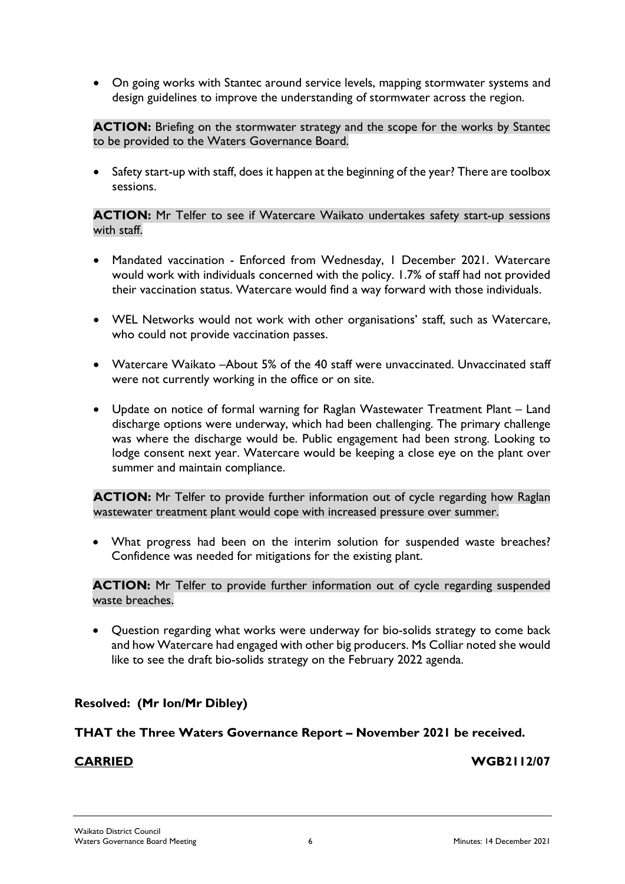- On going works with Stantec around service levels, mapping stormwater systems and design guidelines to improve the understanding of stormwater across the region.

**ACTION:** Briefing on the stormwater strategy and the scope for the works by Stantec to be provided to the Waters Governance Board.

- Safety start-up with staff, does it happen at the beginning of the year? There are toolbox sessions.

**ACTION:** Mr Telfer to see if Watercare Waikato undertakes safety start-up sessions with staff.

- Mandated vaccination - Enforced from Wednesday, 1 December 2021. Watercare would work with individuals concerned with the policy. 1.7% of staff had not provided their vaccination status. Watercare would find a way forward with those individuals.
- WEL Networks would not work with other organisations' staff, such as Watercare, who could not provide vaccination passes.
- Watercare Waikato –About 5% of the 40 staff were unvaccinated. Unvaccinated staff were not currently working in the office or on site.
- Update on notice of formal warning for Raglan Wastewater Treatment Plant – Land discharge options were underway, which had been challenging. The primary challenge was where the discharge would be. Public engagement had been strong. Looking to lodge consent next year. Watercare would be keeping a close eye on the plant over summer and maintain compliance.

**ACTION:** Mr Telfer to provide further information out of cycle regarding how Raglan wastewater treatment plant would cope with increased pressure over summer.

- What progress had been on the interim solution for suspended waste breaches? Confidence was needed for mitigations for the existing plant.

**ACTION:** Mr Telfer to provide further information out of cycle regarding suspended waste breaches.

- Question regarding what works were underway for bio-solids strategy to come back and how Watercare had engaged with other big producers. Ms Colliar noted she would like to see the draft bio-solids strategy on the February 2022 agenda.

**Resolved: (Mr Ion/Mr Dibley)**

**THAT the Three Waters Governance Report – November 2021 be received.**

**CARRIED** **WGB2112/07**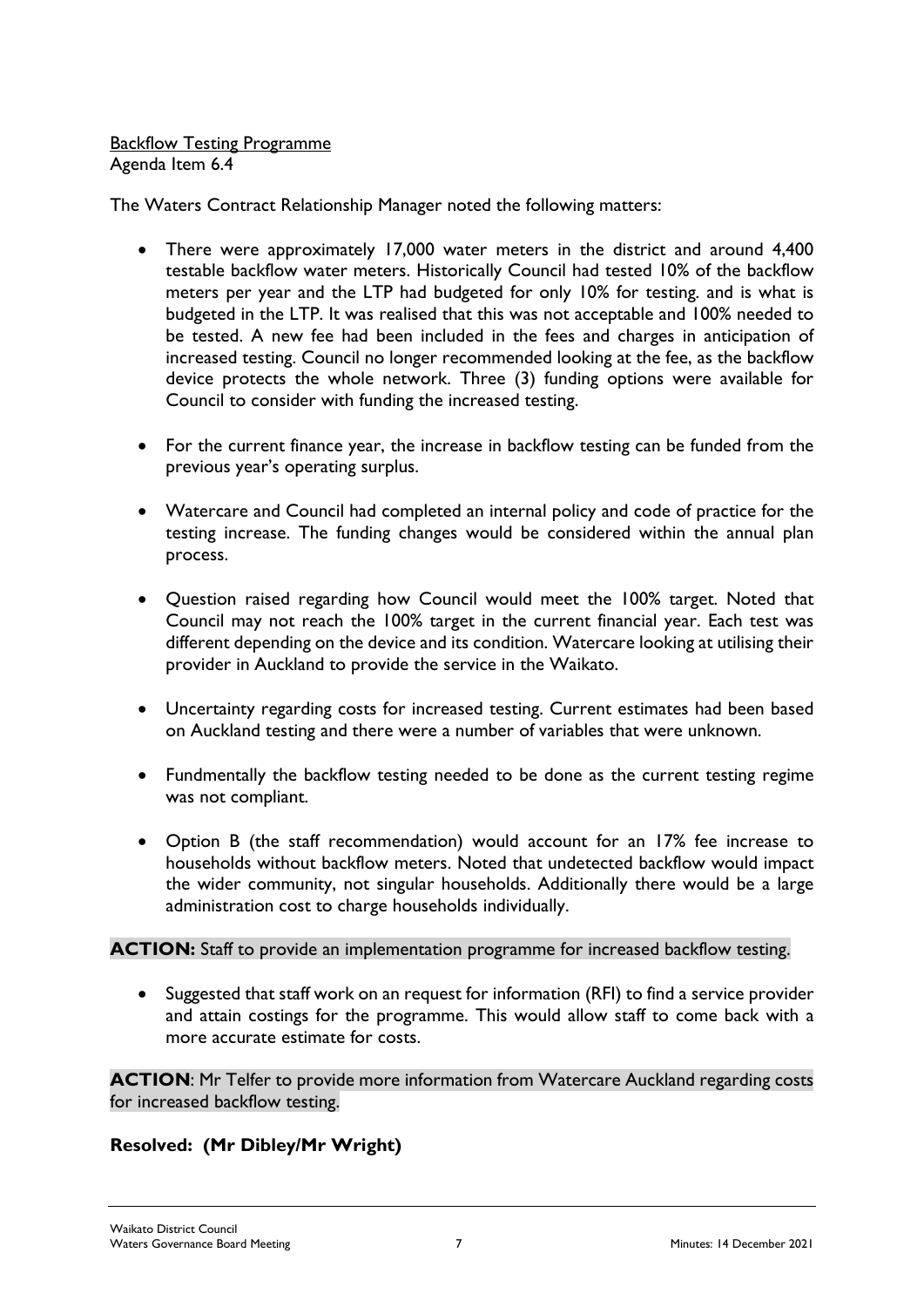Backflow Testing Programme
Agenda Item 6.4

The Waters Contract Relationship Manager noted the following matters:

- There were approximately 17,000 water meters in the district and around 4,400 testable backflow water meters. Historically Council had tested 10% of the backflow meters per year and the LTP had budgeted for only 10% for testing. and is what is budgeted in the LTP. It was realised that this was not acceptable and 100% needed to be tested. A new fee had been included in the fees and charges in anticipation of increased testing. Council no longer recommended looking at the fee, as the backflow device protects the whole network. Three (3) funding options were available for Council to consider with funding the increased testing.

- For the current finance year, the increase in backflow testing can be funded from the previous year's operating surplus.

- Watercare and Council had completed an internal policy and code of practice for the testing increase. The funding changes would be considered within the annual plan process.

- Question raised regarding how Council would meet the 100% target. Noted that Council may not reach the 100% target in the current financial year. Each test was different depending on the device and its condition. Watercare looking at utilising their provider in Auckland to provide the service in the Waikato.

- Uncertainty regarding costs for increased testing. Current estimates had been based on Auckland testing and there were a number of variables that were unknown.

- Fundmentally the backflow testing needed to be done as the current testing regime was not compliant.

- Option B (the staff recommendation) would account for an 17% fee increase to households without backflow meters. Noted that undetected backflow would impact the wider community, not singular households. Additionally there would be a large administration cost to charge households individually.

**ACTION:** Staff to provide an implementation programme for increased backflow testing.

- Suggested that staff work on an request for information (RFI) to find a service provider and attain costings for the programme. This would allow staff to come back with a more accurate estimate for costs.

**ACTION**: Mr Telfer to provide more information from Watercare Auckland regarding costs for increased backflow testing.

**Resolved: (Mr Dibley/Mr Wright)**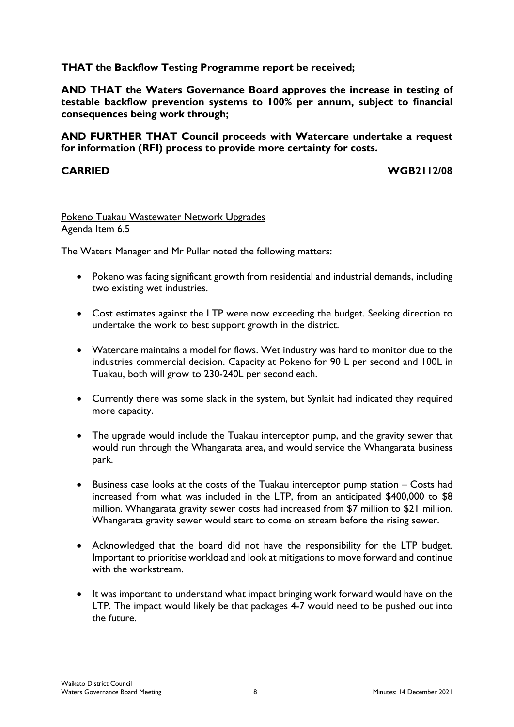**THAT the Backflow Testing Programme report be received;**

**AND THAT the Waters Governance Board approves the increase in testing of testable backflow prevention systems to 100% per annum, subject to financial consequences being work through;**

**AND FURTHER THAT Council proceeds with Watercare undertake a request for information (RFI) process to provide more certainty for costs.**

**CARRIED** **WGB2112/08**

Pokeno Tuakau Wastewater Network Upgrades
Agenda Item 6.5

The Waters Manager and Mr Pullar noted the following matters:

- Pokeno was facing significant growth from residential and industrial demands, including two existing wet industries.
- Cost estimates against the LTP were now exceeding the budget. Seeking direction to undertake the work to best support growth in the district.
- Watercare maintains a model for flows. Wet industry was hard to monitor due to the industries commercial decision. Capacity at Pokeno for 90 L per second and 100L in Tuakau, both will grow to 230-240L per second each.
- Currently there was some slack in the system, but Synlait had indicated they required more capacity.
- The upgrade would include the Tuakau interceptor pump, and the gravity sewer that would run through the Whangarata area, and would service the Whangarata business park.
- Business case looks at the costs of the Tuakau interceptor pump station – Costs had increased from what was included in the LTP, from an anticipated $400,000 to $8 million. Whangarata gravity sewer costs had increased from $7 million to $21 million. Whangarata gravity sewer would start to come on stream before the rising sewer.
- Acknowledged that the board did not have the responsibility for the LTP budget. Important to prioritise workload and look at mitigations to move forward and continue with the workstream.
- It was important to understand what impact bringing work forward would have on the LTP. The impact would likely be that packages 4-7 would need to be pushed out into the future.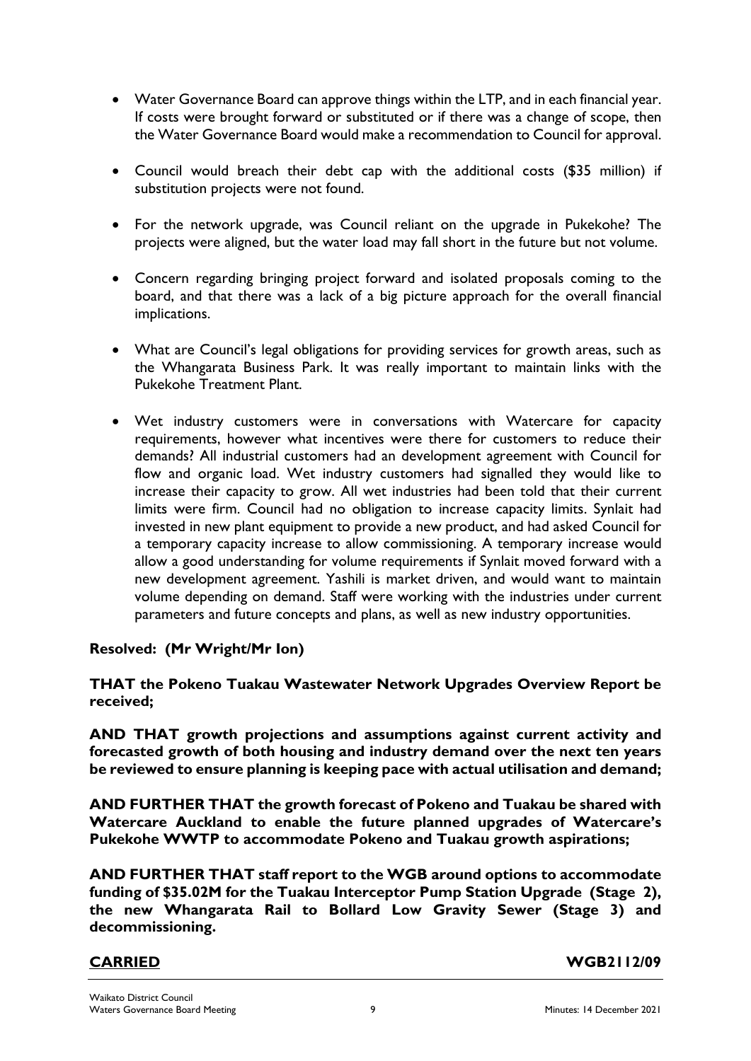- Water Governance Board can approve things within the LTP, and in each financial year. If costs were brought forward or substituted or if there was a change of scope, then the Water Governance Board would make a recommendation to Council for approval.

- Council would breach their debt cap with the additional costs ($35 million) if substitution projects were not found.

- For the network upgrade, was Council reliant on the upgrade in Pukekohe? The projects were aligned, but the water load may fall short in the future but not volume.

- Concern regarding bringing project forward and isolated proposals coming to the board, and that there was a lack of a big picture approach for the overall financial implications.

- What are Council's legal obligations for providing services for growth areas, such as the Whangarata Business Park. It was really important to maintain links with the Pukekohe Treatment Plant.

- Wet industry customers were in conversations with Watercare for capacity requirements, however what incentives were there for customers to reduce their demands? All industrial customers had an development agreement with Council for flow and organic load. Wet industry customers had signalled they would like to increase their capacity to grow. All wet industries had been told that their current limits were firm. Council had no obligation to increase capacity limits. Synlait had invested in new plant equipment to provide a new product, and had asked Council for a temporary capacity increase to allow commissioning. A temporary increase would allow a good understanding for volume requirements if Synlait moved forward with a new development agreement. Yashili is market driven, and would want to maintain volume depending on demand. Staff were working with the industries under current parameters and future concepts and plans, as well as new industry opportunities.

**Resolved: (Mr Wright/Mr Ion)**

**THAT the Pokeno Tuakau Wastewater Network Upgrades Overview Report be received;**

**AND THAT growth projections and assumptions against current activity and forecasted growth of both housing and industry demand over the next ten years be reviewed to ensure planning is keeping pace with actual utilisation and demand;**

**AND FURTHER THAT the growth forecast of Pokeno and Tuakau be shared with Watercare Auckland to enable the future planned upgrades of Watercare's Pukekohe WWTP to accommodate Pokeno and Tuakau growth aspirations;**

**AND FURTHER THAT staff report to the WGB around options to accommodate funding of $35.02M for the Tuakau Interceptor Pump Station Upgrade (Stage 2), the new Whangarata Rail to Bollard Low Gravity Sewer (Stage 3) and decommissioning.**

**CARRIED** **WGB2112/09**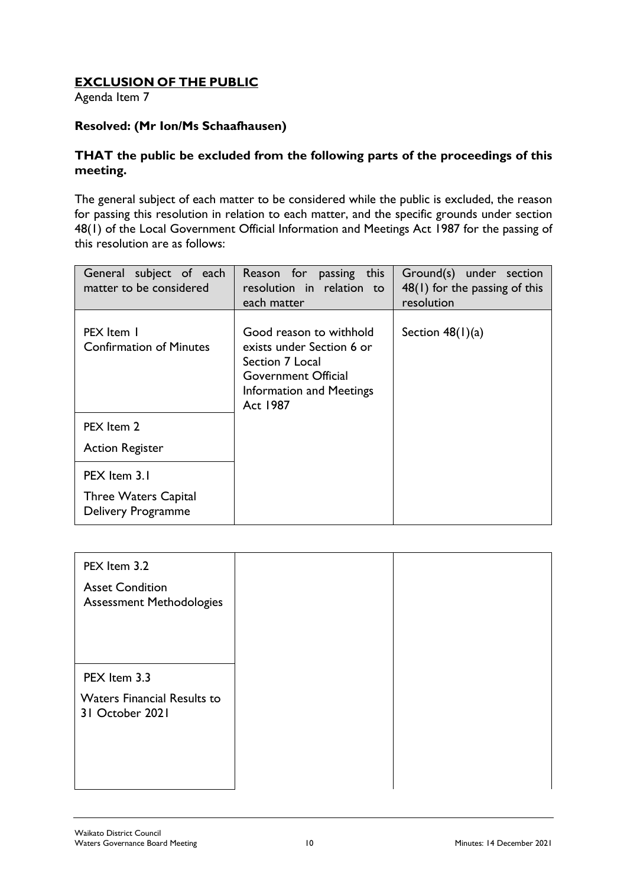## EXCLUSION OF THE PUBLIC

Agenda Item 7

**Resolved: (Mr Ion/Ms Schaafhausen)**

**THAT the public be excluded from the following parts of the proceedings of this meeting.**

The general subject of each matter to be considered while the public is excluded, the reason for passing this resolution in relation to each matter, and the specific grounds under section 48(1) of the Local Government Official Information and Meetings Act 1987 for the passing of this resolution are as follows:

| General subject of each matter to be considered | Reason for passing this resolution in relation to each matter | Ground(s) under section 48(1) for the passing of this resolution |
|---|---|---|
| PEX Item 1<br>Confirmation of Minutes | Good reason to withhold exists under Section 6 or Section 7 Local Government Official Information and Meetings Act 1987 | Section 48(1)(a) |
| PEX Item 2<br>Action Register | | |
| PEX Item 3.1<br>Three Waters Capital Delivery Programme | | |
| PEX Item 3.2<br>Asset Condition Assessment Methodologies | | |
| PEX Item 3.3<br>Waters Financial Results to 31 October 2021 | | |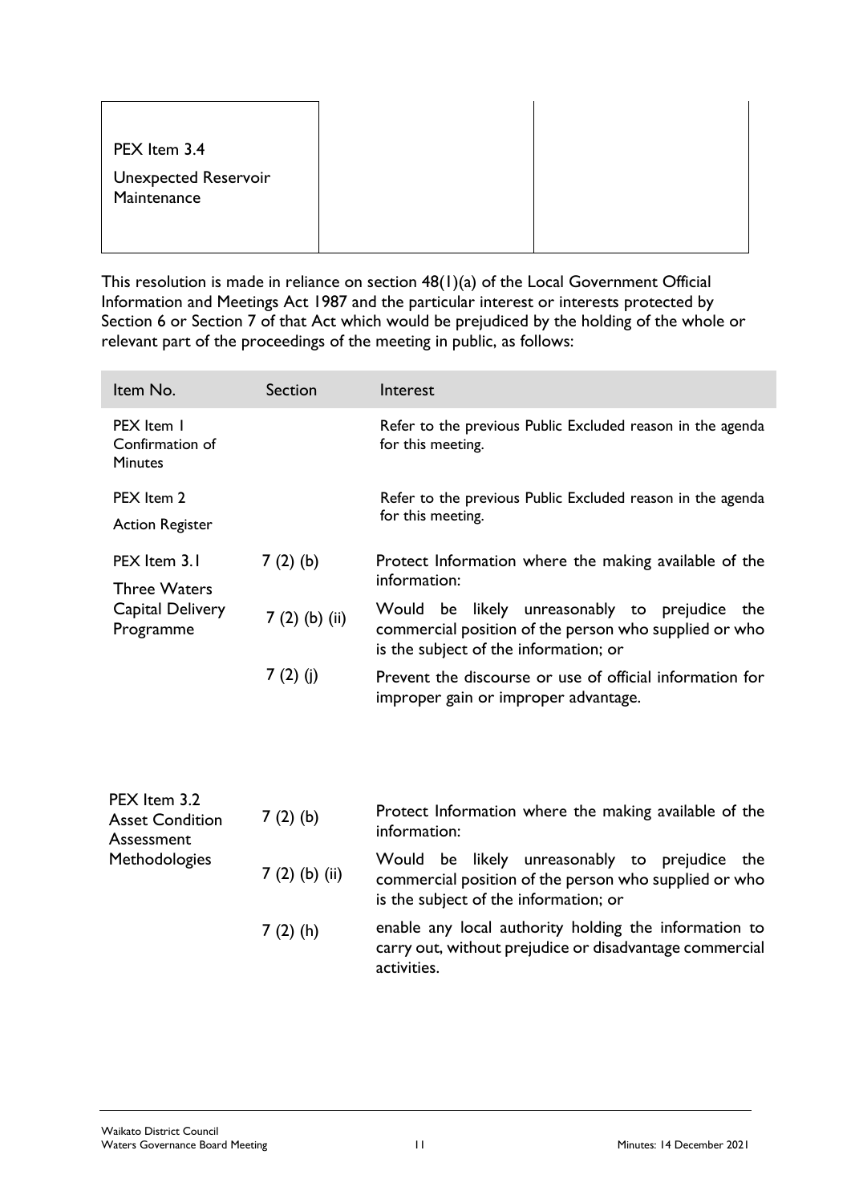| | | |
|---|---|---|
| PEX Item 3.4<br>Unexpected Reservoir Maintenance | | |

This resolution is made in reliance on section 48(1)(a) of the Local Government Official Information and Meetings Act 1987 and the particular interest or interests protected by Section 6 or Section 7 of that Act which would be prejudiced by the holding of the whole or relevant part of the proceedings of the meeting in public, as follows:

| Item No. | Section | Interest |
|---|---|---|
| PEX Item 1<br>Confirmation of Minutes | | Refer to the previous Public Excluded reason in the agenda for this meeting. |
| PEX Item 2<br>Action Register | | Refer to the previous Public Excluded reason in the agenda for this meeting. |
| PEX Item 3.1<br>Three Waters Capital Delivery Programme | 7 (2) (b) | Protect Information where the making available of the information: |
| | 7 (2) (b) (ii) | Would be likely unreasonably to prejudice the commercial position of the person who supplied or who is the subject of the information; or |
| | 7 (2) (j) | Prevent the discourse or use of official information for improper gain or improper advantage. |
| PEX Item 3.2<br>Asset Condition Assessment Methodologies | 7 (2) (b) | Protect Information where the making available of the information: |
| | 7 (2) (b) (ii) | Would be likely unreasonably to prejudice the commercial position of the person who supplied or who is the subject of the information; or |
| | 7 (2) (h) | enable any local authority holding the information to carry out, without prejudice or disadvantage commercial activities. |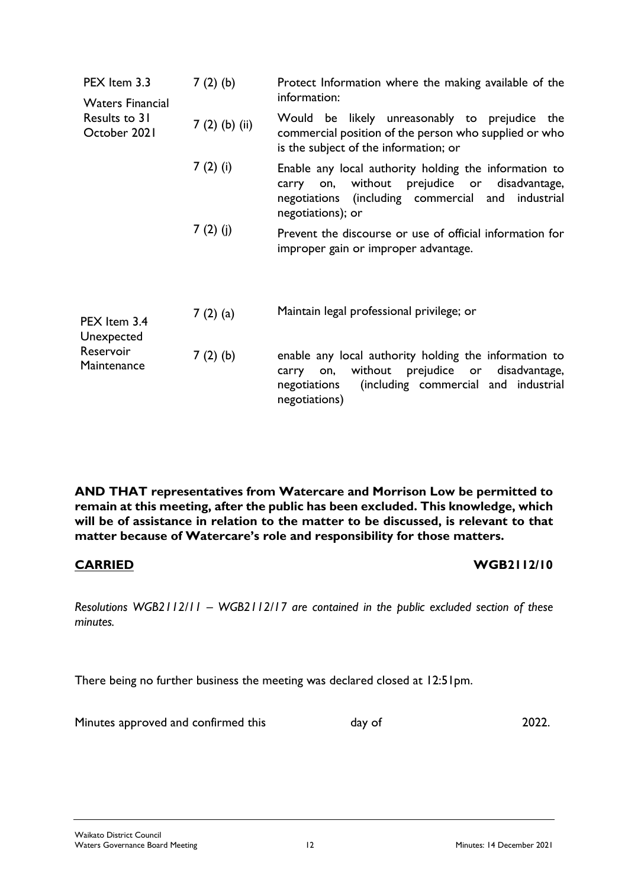| | | |
|---|---|---|
| PEX Item 3.3 Waters Financial Results to 31 October 2021 | 7 (2) (b) | Protect Information where the making available of the information: |
| | 7 (2) (b) (ii) | Would be likely unreasonably to prejudice the commercial position of the person who supplied or who is the subject of the information; or |
| | 7 (2) (i) | Enable any local authority holding the information to carry on, without prejudice or disadvantage, negotiations (including commercial and industrial negotiations); or |
| | 7 (2) (j) | Prevent the discourse or use of official information for improper gain or improper advantage. |
| PEX Item 3.4 Unexpected Reservoir Maintenance | 7 (2) (a) | Maintain legal professional privilege; or |
| | 7 (2) (b) | enable any local authority holding the information to carry on, without prejudice or disadvantage, negotiations (including commercial and industrial negotiations) |

**AND THAT representatives from Watercare and Morrison Low be permitted to remain at this meeting, after the public has been excluded. This knowledge, which will be of assistance in relation to the matter to be discussed, is relevant to that matter because of Watercare's role and responsibility for those matters.**

**<u>CARRIED</u>** **WGB2112/10**

*Resolutions WGB2112/11 – WGB2112/17 are contained in the public excluded section of these minutes.*

There being no further business the meeting was declared closed at 12:51pm.

Minutes approved and confirmed this day of 2022.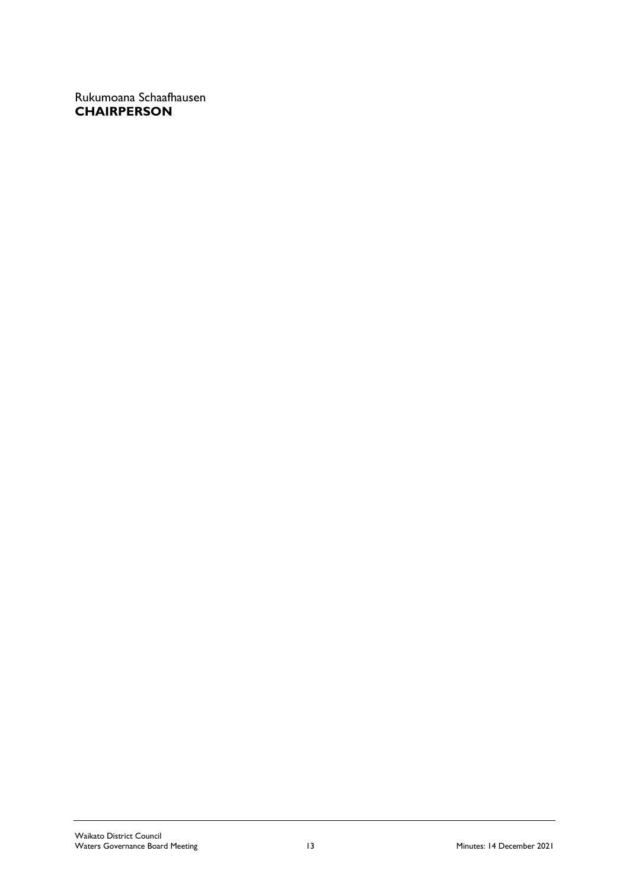Rukumoana Schaafhausen
**CHAIRPERSON**